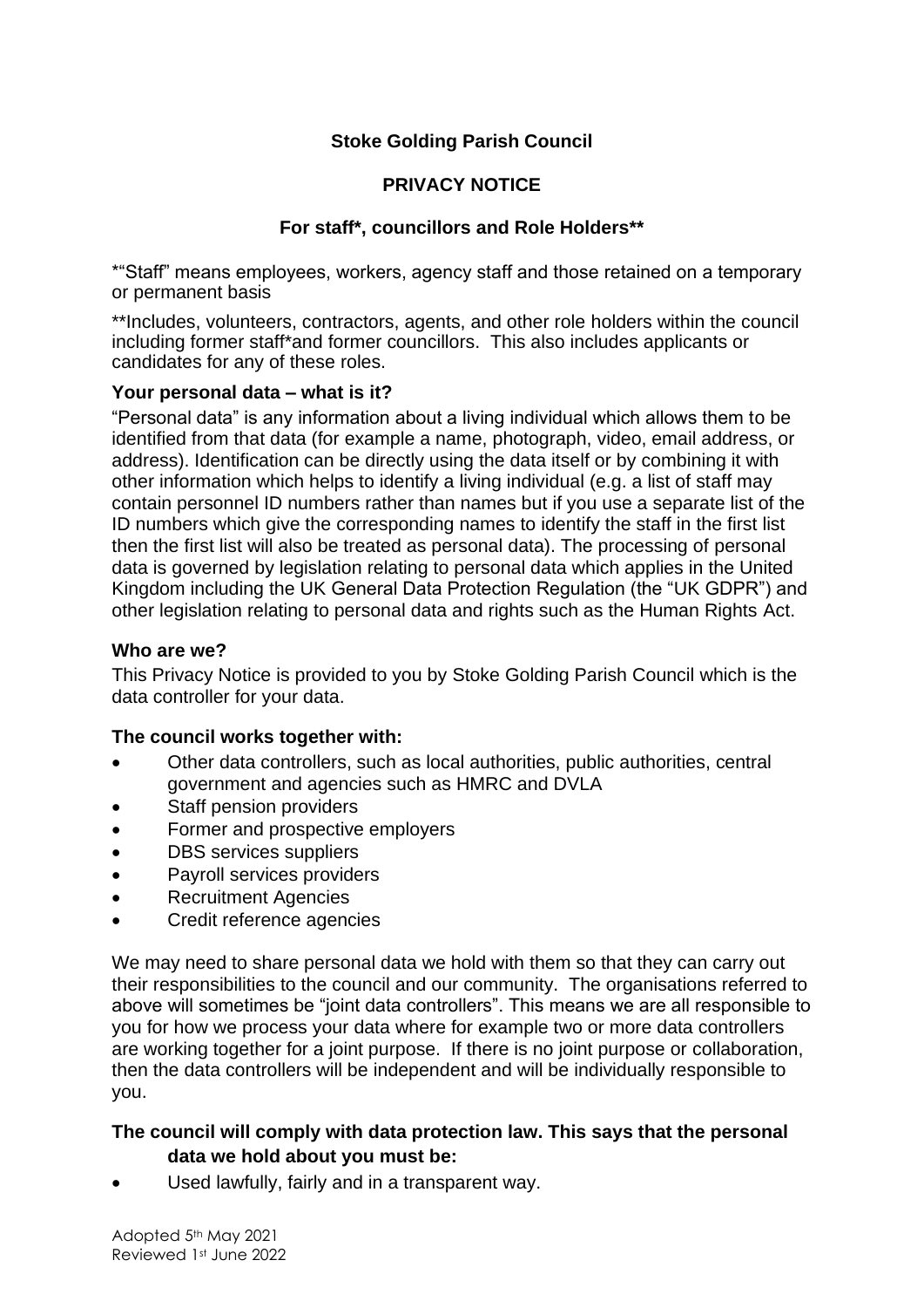# Stoke Golding Parish Council

## PRIVACY NOTICE

### For staff*, councillors and Role Holders**

*"Staff" means employees, workers, agency staff and those retained on a temporary or permanent basis

**Includes, volunteers, contractors, agents, and other role holders within the council including former staff*and former councillors. This also includes applicants or candidates for any of these roles.

**Your personal data – what is it?**

"Personal data" is any information about a living individual which allows them to be identified from that data (for example a name, photograph, video, email address, or address). Identification can be directly using the data itself or by combining it with other information which helps to identify a living individual (e.g. a list of staff may contain personnel ID numbers rather than names but if you use a separate list of the ID numbers which give the corresponding names to identify the staff in the first list then the first list will also be treated as personal data). The processing of personal data is governed by legislation relating to personal data which applies in the United Kingdom including the UK General Data Protection Regulation (the "UK GDPR") and other legislation relating to personal data and rights such as the Human Rights Act.

**Who are we?**

This Privacy Notice is provided to you by Stoke Golding Parish Council which is the data controller for your data.

**The council works together with:**

- Other data controllers, such as local authorities, public authorities, central government and agencies such as HMRC and DVLA
- Staff pension providers
- Former and prospective employers
- DBS services suppliers
- Payroll services providers
- Recruitment Agencies
- Credit reference agencies

We may need to share personal data we hold with them so that they can carry out their responsibilities to the council and our community. The organisations referred to above will sometimes be "joint data controllers". This means we are all responsible to you for how we process your data where for example two or more data controllers are working together for a joint purpose. If there is no joint purpose or collaboration, then the data controllers will be independent and will be individually responsible to you.

**The council will comply with data protection law. This says that the personal data we hold about you must be:**

- Used lawfully, fairly and in a transparent way.

Adopted 5th May 2021
Reviewed 1st June 2022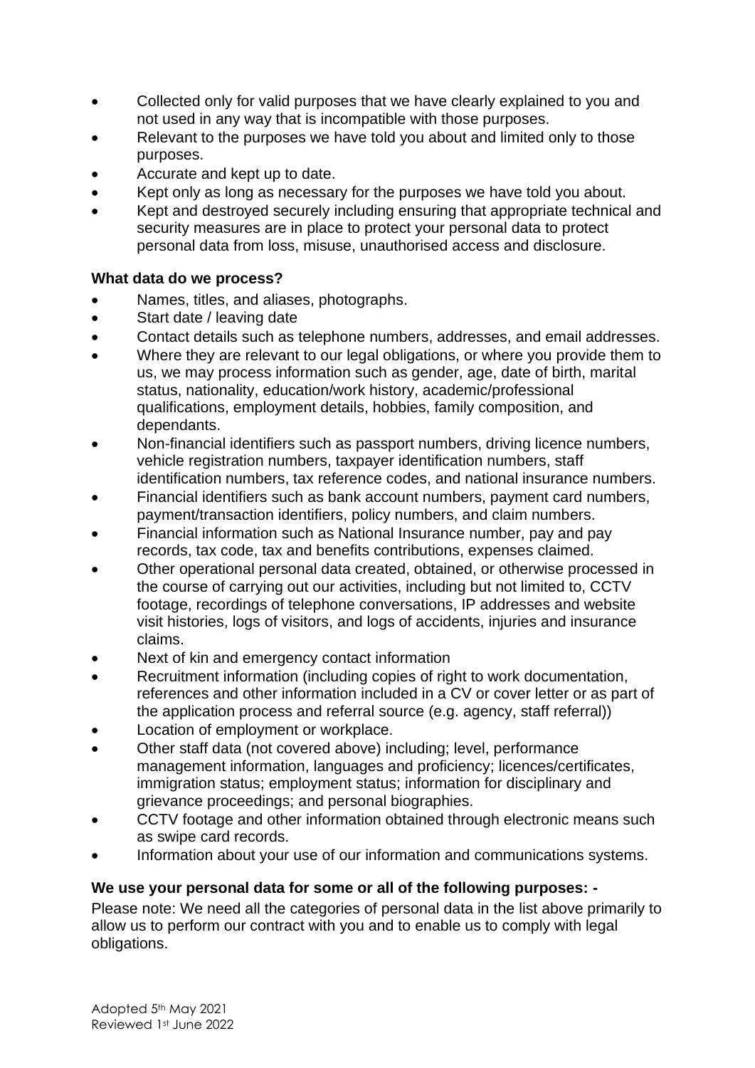- Collected only for valid purposes that we have clearly explained to you and not used in any way that is incompatible with those purposes.
- Relevant to the purposes we have told you about and limited only to those purposes.
- Accurate and kept up to date.
- Kept only as long as necessary for the purposes we have told you about.
- Kept and destroyed securely including ensuring that appropriate technical and security measures are in place to protect your personal data to protect personal data from loss, misuse, unauthorised access and disclosure.

**What data do we process?**

- Names, titles, and aliases, photographs.
- Start date / leaving date
- Contact details such as telephone numbers, addresses, and email addresses.
- Where they are relevant to our legal obligations, or where you provide them to us, we may process information such as gender, age, date of birth, marital status, nationality, education/work history, academic/professional qualifications, employment details, hobbies, family composition, and dependants.
- Non-financial identifiers such as passport numbers, driving licence numbers, vehicle registration numbers, taxpayer identification numbers, staff identification numbers, tax reference codes, and national insurance numbers.
- Financial identifiers such as bank account numbers, payment card numbers, payment/transaction identifiers, policy numbers, and claim numbers.
- Financial information such as National Insurance number, pay and pay records, tax code, tax and benefits contributions, expenses claimed.
- Other operational personal data created, obtained, or otherwise processed in the course of carrying out our activities, including but not limited to, CCTV footage, recordings of telephone conversations, IP addresses and website visit histories, logs of visitors, and logs of accidents, injuries and insurance claims.
- Next of kin and emergency contact information
- Recruitment information (including copies of right to work documentation, references and other information included in a CV or cover letter or as part of the application process and referral source (e.g. agency, staff referral))
- Location of employment or workplace.
- Other staff data (not covered above) including; level, performance management information, languages and proficiency; licences/certificates, immigration status; employment status; information for disciplinary and grievance proceedings; and personal biographies.
- CCTV footage and other information obtained through electronic means such as swipe card records.
- Information about your use of our information and communications systems.

**We use your personal data for some or all of the following purposes: -**

Please note: We need all the categories of personal data in the list above primarily to allow us to perform our contract with you and to enable us to comply with legal obligations.

Adopted 5th May 2021
Reviewed 1st June 2022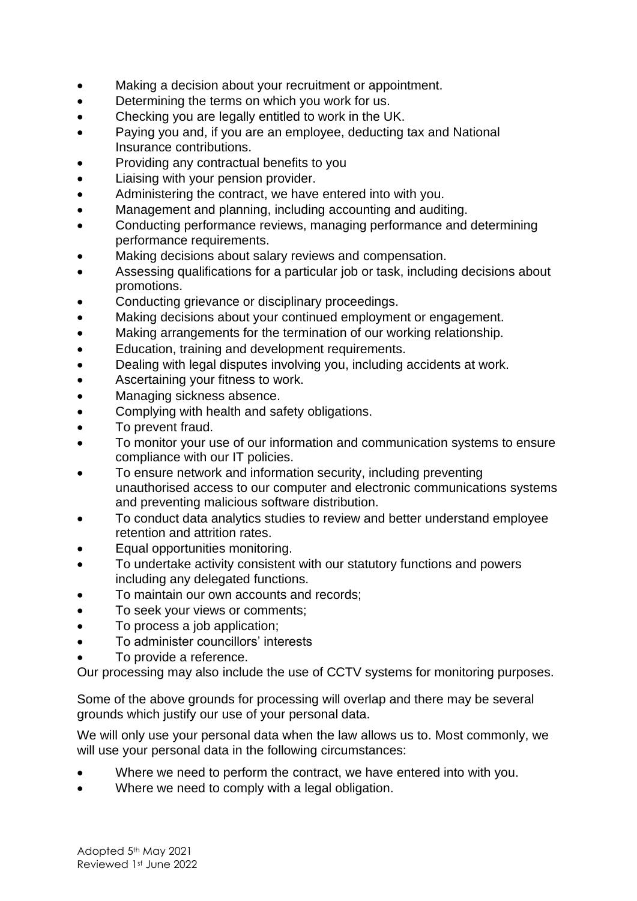- Making a decision about your recruitment or appointment.
- Determining the terms on which you work for us.
- Checking you are legally entitled to work in the UK.
- Paying you and, if you are an employee, deducting tax and National Insurance contributions.
- Providing any contractual benefits to you
- Liaising with your pension provider.
- Administering the contract, we have entered into with you.
- Management and planning, including accounting and auditing.
- Conducting performance reviews, managing performance and determining performance requirements.
- Making decisions about salary reviews and compensation.
- Assessing qualifications for a particular job or task, including decisions about promotions.
- Conducting grievance or disciplinary proceedings.
- Making decisions about your continued employment or engagement.
- Making arrangements for the termination of our working relationship.
- Education, training and development requirements.
- Dealing with legal disputes involving you, including accidents at work.
- Ascertaining your fitness to work.
- Managing sickness absence.
- Complying with health and safety obligations.
- To prevent fraud.
- To monitor your use of our information and communication systems to ensure compliance with our IT policies.
- To ensure network and information security, including preventing unauthorised access to our computer and electronic communications systems and preventing malicious software distribution.
- To conduct data analytics studies to review and better understand employee retention and attrition rates.
- Equal opportunities monitoring.
- To undertake activity consistent with our statutory functions and powers including any delegated functions.
- To maintain our own accounts and records;
- To seek your views or comments;
- To process a job application;
- To administer councillors' interests
- To provide a reference.

Our processing may also include the use of CCTV systems for monitoring purposes.

Some of the above grounds for processing will overlap and there may be several grounds which justify our use of your personal data.

We will only use your personal data when the law allows us to. Most commonly, we will use your personal data in the following circumstances:

- Where we need to perform the contract, we have entered into with you.
- Where we need to comply with a legal obligation.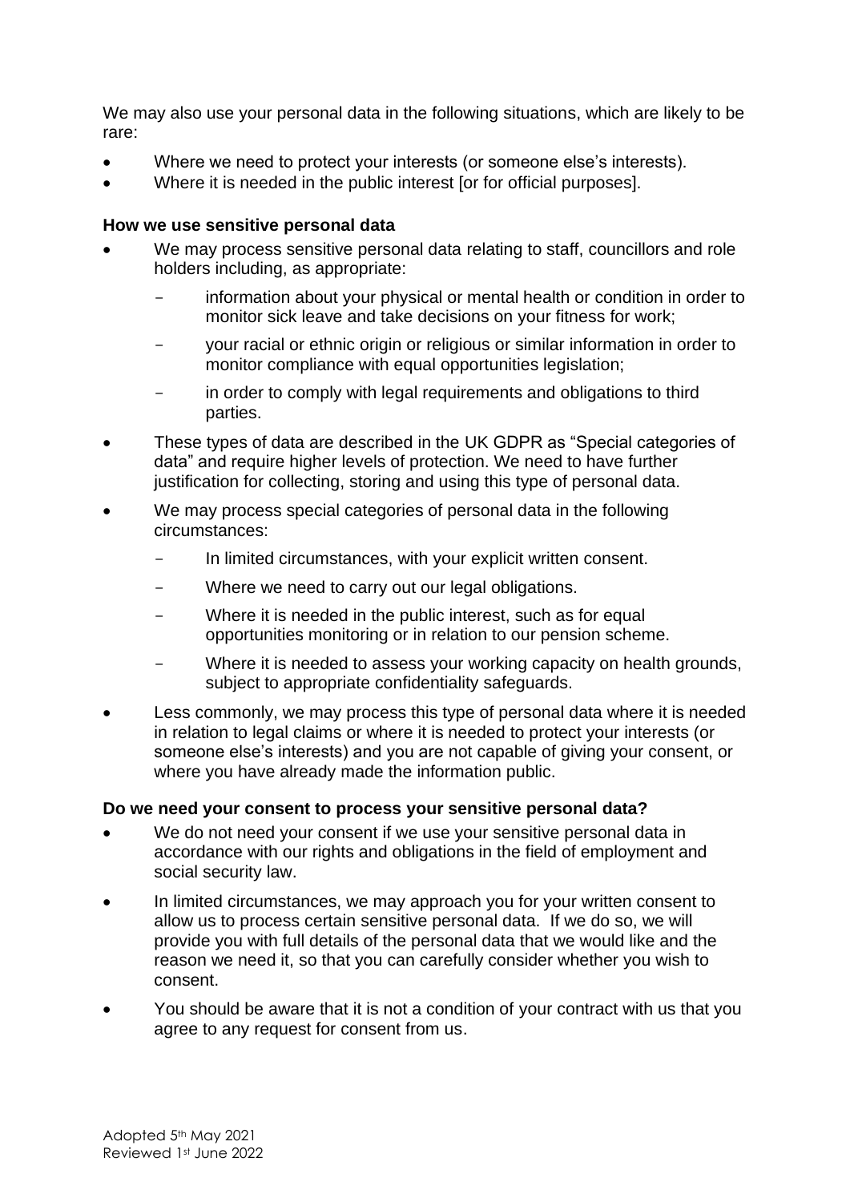We may also use your personal data in the following situations, which are likely to be rare:

- Where we need to protect your interests (or someone else's interests).
- Where it is needed in the public interest [or for official purposes].

**How we use sensitive personal data**

- We may process sensitive personal data relating to staff, councillors and role holders including, as appropriate:
  - information about your physical or mental health or condition in order to monitor sick leave and take decisions on your fitness for work;
  - your racial or ethnic origin or religious or similar information in order to monitor compliance with equal opportunities legislation;
  - in order to comply with legal requirements and obligations to third parties.
- These types of data are described in the UK GDPR as "Special categories of data" and require higher levels of protection. We need to have further justification for collecting, storing and using this type of personal data.
- We may process special categories of personal data in the following circumstances:
  - In limited circumstances, with your explicit written consent.
  - Where we need to carry out our legal obligations.
  - Where it is needed in the public interest, such as for equal opportunities monitoring or in relation to our pension scheme.
  - Where it is needed to assess your working capacity on health grounds, subject to appropriate confidentiality safeguards.
- Less commonly, we may process this type of personal data where it is needed in relation to legal claims or where it is needed to protect your interests (or someone else's interests) and you are not capable of giving your consent, or where you have already made the information public.

**Do we need your consent to process your sensitive personal data?**

- We do not need your consent if we use your sensitive personal data in accordance with our rights and obligations in the field of employment and social security law.
- In limited circumstances, we may approach you for your written consent to allow us to process certain sensitive personal data. If we do so, we will provide you with full details of the personal data that we would like and the reason we need it, so that you can carefully consider whether you wish to consent.
- You should be aware that it is not a condition of your contract with us that you agree to any request for consent from us.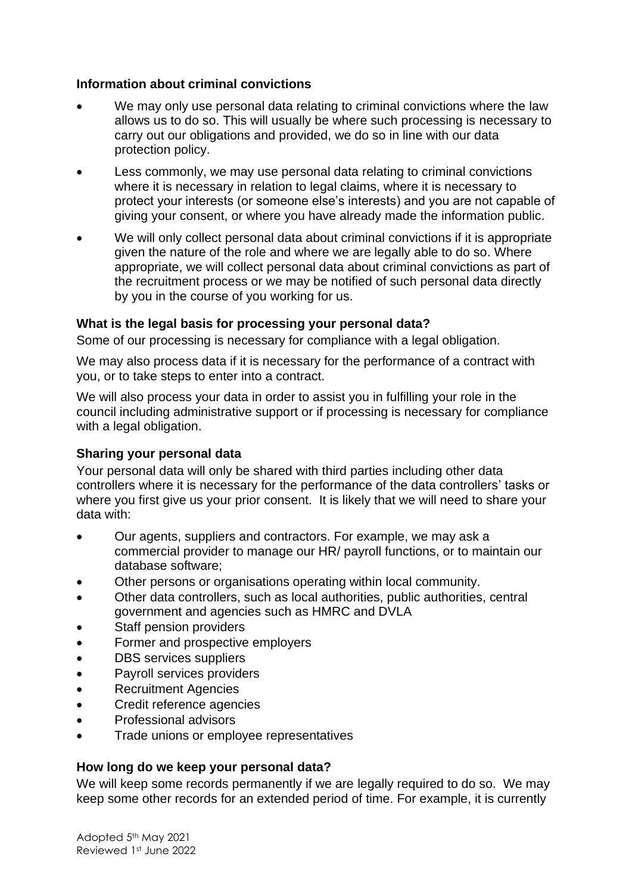### Information about criminal convictions

- We may only use personal data relating to criminal convictions where the law allows us to do so. This will usually be where such processing is necessary to carry out our obligations and provided, we do so in line with our data protection policy.
- Less commonly, we may use personal data relating to criminal convictions where it is necessary in relation to legal claims, where it is necessary to protect your interests (or someone else's interests) and you are not capable of giving your consent, or where you have already made the information public.
- We will only collect personal data about criminal convictions if it is appropriate given the nature of the role and where we are legally able to do so. Where appropriate, we will collect personal data about criminal convictions as part of the recruitment process or we may be notified of such personal data directly by you in the course of you working for us.

### What is the legal basis for processing your personal data?

Some of our processing is necessary for compliance with a legal obligation.

We may also process data if it is necessary for the performance of a contract with you, or to take steps to enter into a contract.

We will also process your data in order to assist you in fulfilling your role in the council including administrative support or if processing is necessary for compliance with a legal obligation.

### Sharing your personal data

Your personal data will only be shared with third parties including other data controllers where it is necessary for the performance of the data controllers' tasks or where you first give us your prior consent. It is likely that we will need to share your data with:

- Our agents, suppliers and contractors. For example, we may ask a commercial provider to manage our HR/ payroll functions, or to maintain our database software;
- Other persons or organisations operating within local community.
- Other data controllers, such as local authorities, public authorities, central government and agencies such as HMRC and DVLA
- Staff pension providers
- Former and prospective employers
- DBS services suppliers
- Payroll services providers
- Recruitment Agencies
- Credit reference agencies
- Professional advisors
- Trade unions or employee representatives

### How long do we keep your personal data?

We will keep some records permanently if we are legally required to do so. We may keep some other records for an extended period of time. For example, it is currently

Adopted 5th May 2021
Reviewed 1st June 2022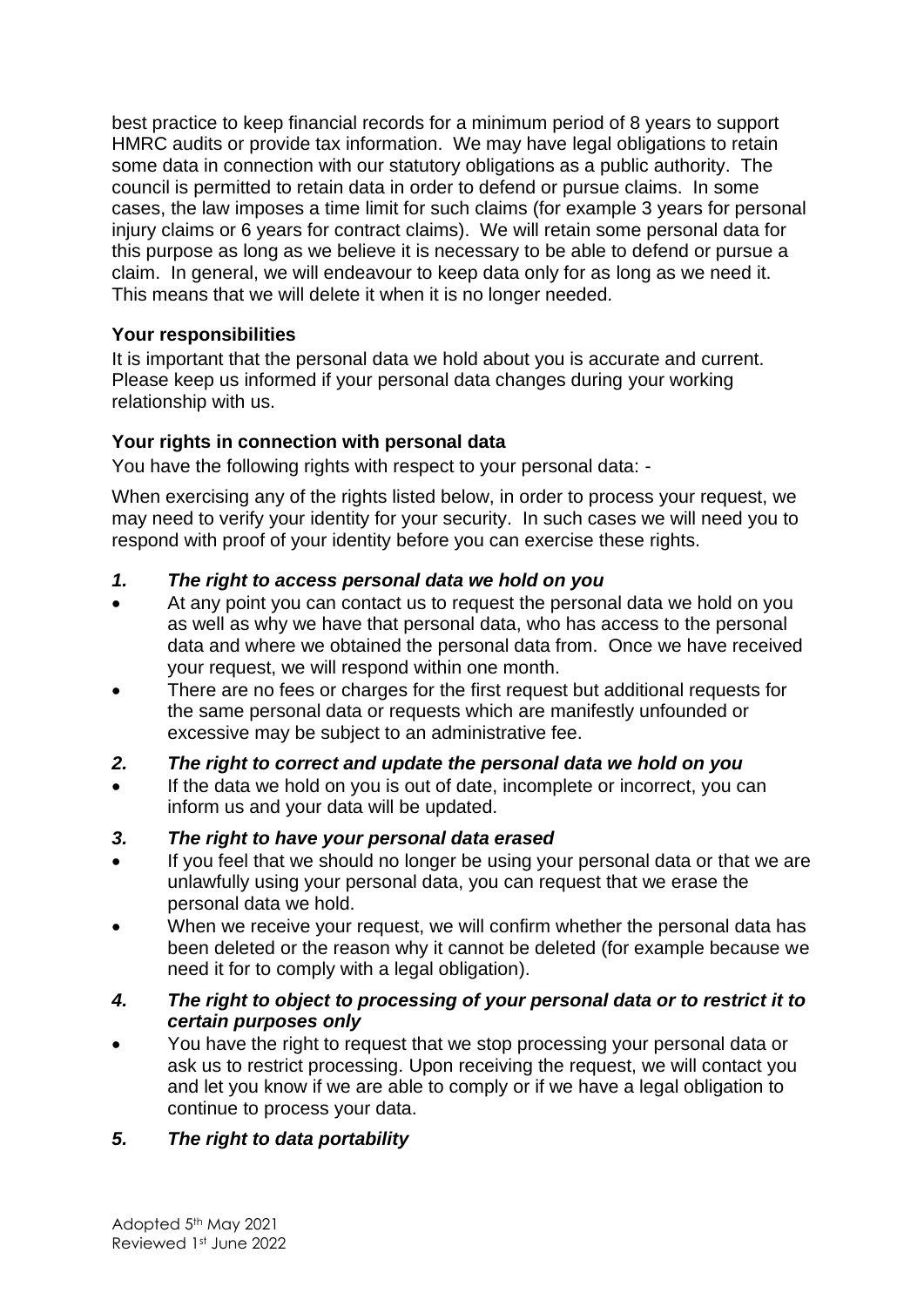best practice to keep financial records for a minimum period of 8 years to support HMRC audits or provide tax information. We may have legal obligations to retain some data in connection with our statutory obligations as a public authority. The council is permitted to retain data in order to defend or pursue claims. In some cases, the law imposes a time limit for such claims (for example 3 years for personal injury claims or 6 years for contract claims). We will retain some personal data for this purpose as long as we believe it is necessary to be able to defend or pursue a claim. In general, we will endeavour to keep data only for as long as we need it. This means that we will delete it when it is no longer needed.

**Your responsibilities**

It is important that the personal data we hold about you is accurate and current. Please keep us informed if your personal data changes during your working relationship with us.

**Your rights in connection with personal data**

You have the following rights with respect to your personal data: -

When exercising any of the rights listed below, in order to process your request, we may need to verify your identity for your security. In such cases we will need you to respond with proof of your identity before you can exercise these rights.

***1. The right to access personal data we hold on you***

- At any point you can contact us to request the personal data we hold on you as well as why we have that personal data, who has access to the personal data and where we obtained the personal data from. Once we have received your request, we will respond within one month.
- There are no fees or charges for the first request but additional requests for the same personal data or requests which are manifestly unfounded or excessive may be subject to an administrative fee.

***2. The right to correct and update the personal data we hold on you***

- If the data we hold on you is out of date, incomplete or incorrect, you can inform us and your data will be updated.

***3. The right to have your personal data erased***

- If you feel that we should no longer be using your personal data or that we are unlawfully using your personal data, you can request that we erase the personal data we hold.
- When we receive your request, we will confirm whether the personal data has been deleted or the reason why it cannot be deleted (for example because we need it for to comply with a legal obligation).

***4. The right to object to processing of your personal data or to restrict it to certain purposes only***

- You have the right to request that we stop processing your personal data or ask us to restrict processing. Upon receiving the request, we will contact you and let you know if we are able to comply or if we have a legal obligation to continue to process your data.

***5. The right to data portability***

Adopted 5th May 2021
Reviewed 1st June 2022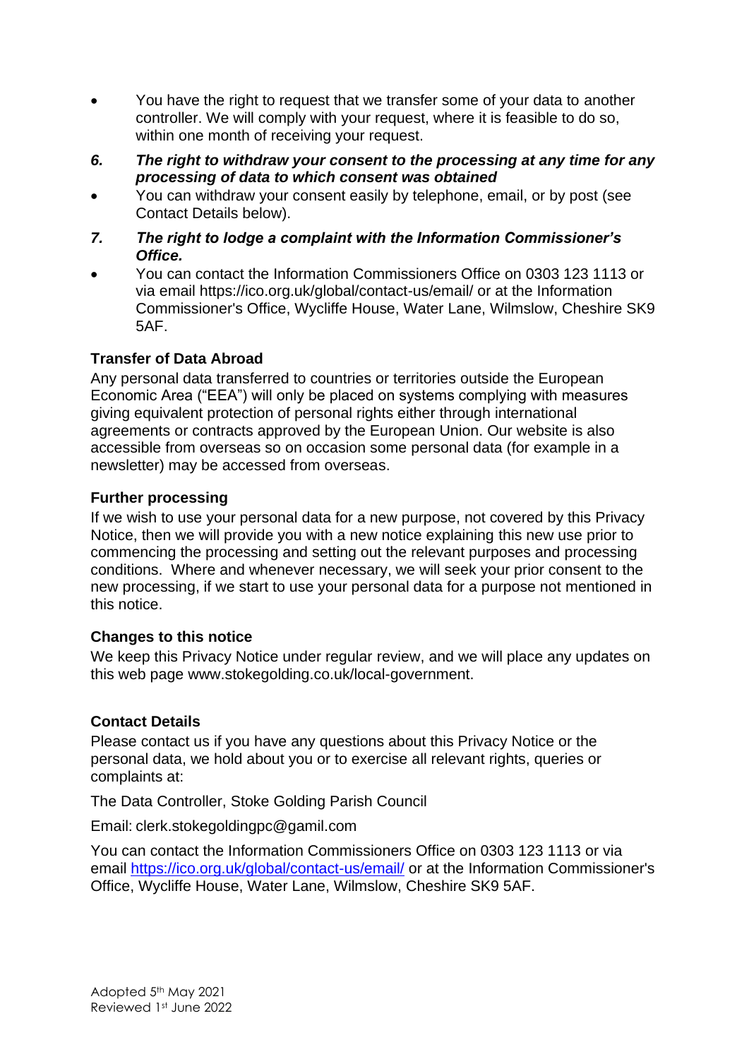- You have the right to request that we transfer some of your data to another controller. We will comply with your request, where it is feasible to do so, within one month of receiving your request.

*6. **The right to withdraw your consent to the processing at any time for any processing of data to which consent was obtained***

- You can withdraw your consent easily by telephone, email, or by post (see Contact Details below).

*7. **The right to lodge a complaint with the Information Commissioner's Office.***

- You can contact the Information Commissioners Office on 0303 123 1113 or via email https://ico.org.uk/global/contact-us/email/ or at the Information Commissioner's Office, Wycliffe House, Water Lane, Wilmslow, Cheshire SK9 5AF.

**Transfer of Data Abroad**

Any personal data transferred to countries or territories outside the European Economic Area ("EEA") will only be placed on systems complying with measures giving equivalent protection of personal rights either through international agreements or contracts approved by the European Union. Our website is also accessible from overseas so on occasion some personal data (for example in a newsletter) may be accessed from overseas.

**Further processing**

If we wish to use your personal data for a new purpose, not covered by this Privacy Notice, then we will provide you with a new notice explaining this new use prior to commencing the processing and setting out the relevant purposes and processing conditions. Where and whenever necessary, we will seek your prior consent to the new processing, if we start to use your personal data for a purpose not mentioned in this notice.

**Changes to this notice**

We keep this Privacy Notice under regular review, and we will place any updates on this web page www.stokegolding.co.uk/local-government.

**Contact Details**

Please contact us if you have any questions about this Privacy Notice or the personal data, we hold about you or to exercise all relevant rights, queries or complaints at:

The Data Controller, Stoke Golding Parish Council

Email: clerk.stokegoldingpc@gamil.com

You can contact the Information Commissioners Office on 0303 123 1113 or via email [https://ico.org.uk/global/contact-us/email/](https://ico.org.uk/global/contact-us/email/) or at the Information Commissioner's Office, Wycliffe House, Water Lane, Wilmslow, Cheshire SK9 5AF.

Adopted 5th May 2021
Reviewed 1st June 2022